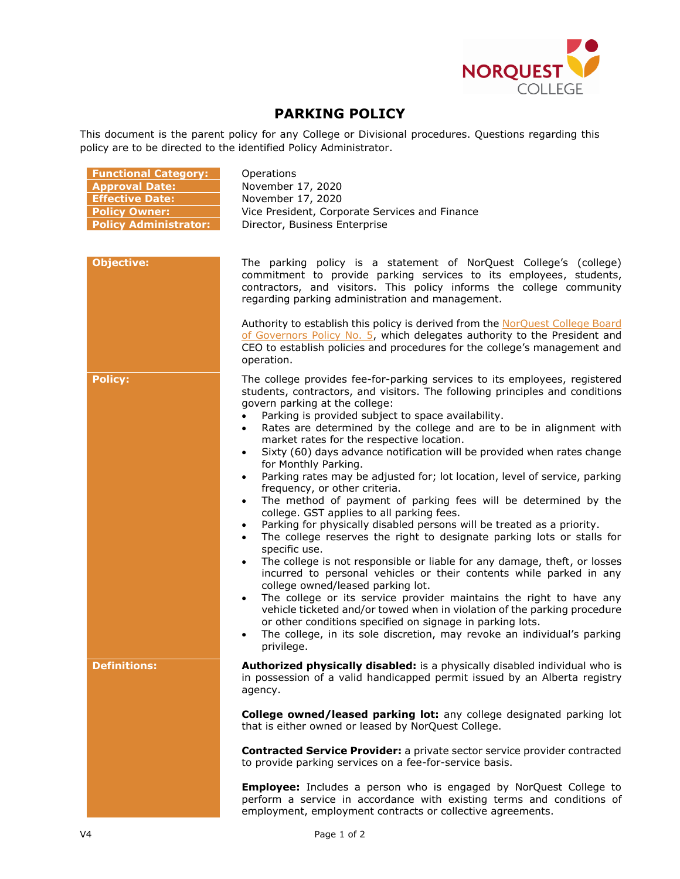# PARKING POLICY

This document is the parent policy for any College or Divisional procedures. Questions regarding this policy are to be directed to the identified Policy Administrator.

| | |
|---|---|
| **Functional Category:** | Operations |
| **Approval Date:** | November 17, 2020 |
| **Effective Date:** | November 17, 2020 |
| **Policy Owner:** | Vice President, Corporate Services and Finance |
| **Policy Administrator:** | Director, Business Enterprise |

## Objective:

The parking policy is a statement of NorQuest College's (college) commitment to provide parking services to its employees, students, contractors, and visitors. This policy informs the college community regarding parking administration and management.

Authority to establish this policy is derived from the NorQuest College Board of Governors Policy No. 5, which delegates authority to the President and CEO to establish policies and procedures for the college's management and operation.

## Policy:

The college provides fee-for-parking services to its employees, registered students, contractors, and visitors. The following principles and conditions govern parking at the college:

- Parking is provided subject to space availability.
- Rates are determined by the college and are to be in alignment with market rates for the respective location.
- Sixty (60) days advance notification will be provided when rates change for Monthly Parking.
- Parking rates may be adjusted for; lot location, level of service, parking frequency, or other criteria.
- The method of payment of parking fees will be determined by the college. GST applies to all parking fees.
- Parking for physically disabled persons will be treated as a priority.
- The college reserves the right to designate parking lots or stalls for specific use.
- The college is not responsible or liable for any damage, theft, or losses incurred to personal vehicles or their contents while parked in any college owned/leased parking lot.
- The college or its service provider maintains the right to have any vehicle ticketed and/or towed when in violation of the parking procedure or other conditions specified on signage in parking lots.
- The college, in its sole discretion, may revoke an individual's parking privilege.

## Definitions:

**Authorized physically disabled:** is a physically disabled individual who is in possession of a valid handicapped permit issued by an Alberta registry agency.

**College owned/leased parking lot:** any college designated parking lot that is either owned or leased by NorQuest College.

**Contracted Service Provider:** a private sector service provider contracted to provide parking services on a fee-for-service basis.

**Employee:** Includes a person who is engaged by NorQuest College to perform a service in accordance with existing terms and conditions of employment, employment contracts or collective agreements.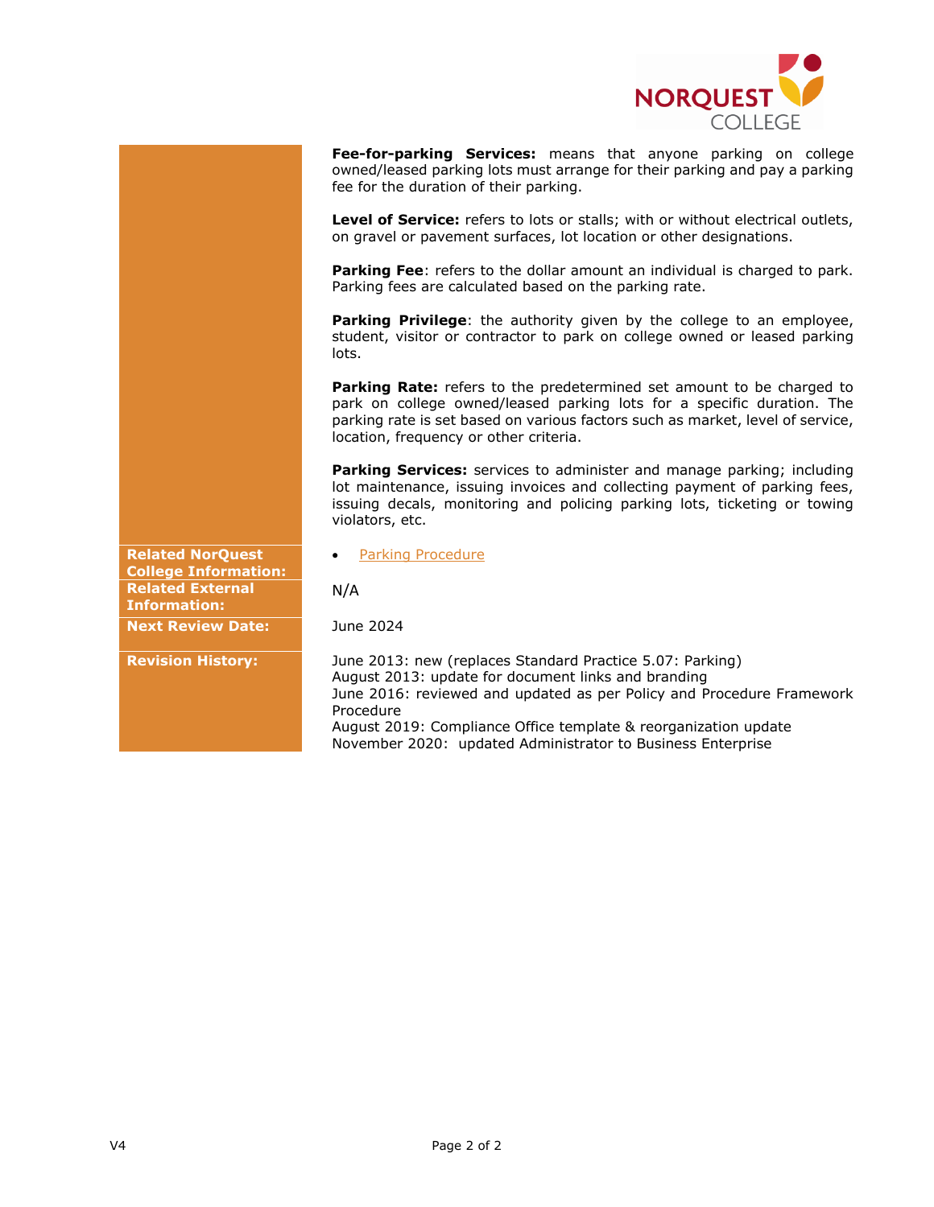**Fee-for-parking Services:** means that anyone parking on college owned/leased parking lots must arrange for their parking and pay a parking fee for the duration of their parking.

**Level of Service:** refers to lots or stalls; with or without electrical outlets, on gravel or pavement surfaces, lot location or other designations.

**Parking Fee**: refers to the dollar amount an individual is charged to park. Parking fees are calculated based on the parking rate.

**Parking Privilege**: the authority given by the college to an employee, student, visitor or contractor to park on college owned or leased parking lots.

**Parking Rate:** refers to the predetermined set amount to be charged to park on college owned/leased parking lots for a specific duration. The parking rate is set based on various factors such as market, level of service, location, frequency or other criteria.

**Parking Services:** services to administer and manage parking; including lot maintenance, issuing invoices and collecting payment of parking fees, issuing decals, monitoring and policing parking lots, ticketing or towing violators, etc.

| | |
|---|---|
| **Related NorQuest College Information:** | • Parking Procedure |
| **Related External Information:** | N/A |
| **Next Review Date:** | June 2024 |
| **Revision History:** | June 2013: new (replaces Standard Practice 5.07: Parking)<br>August 2013: update for document links and branding<br>June 2016: reviewed and updated as per Policy and Procedure Framework Procedure<br>August 2019: Compliance Office template & reorganization update<br>November 2020: updated Administrator to Business Enterprise |

V4